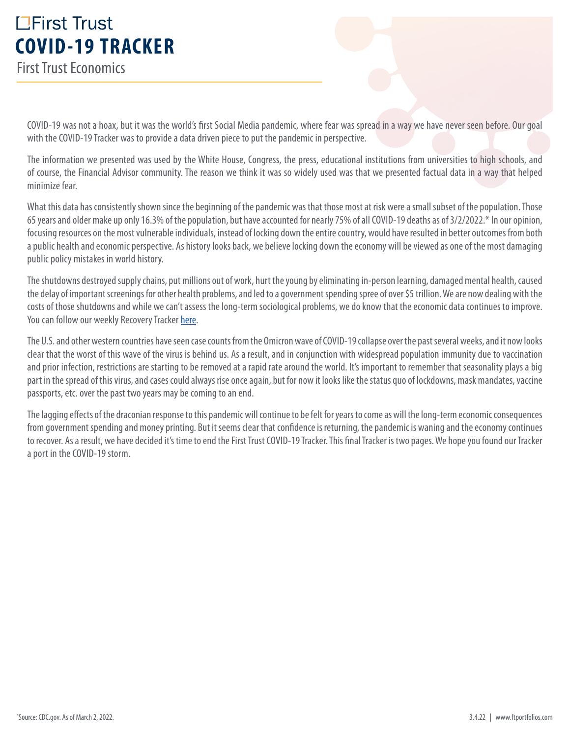# First Trust
# COVID-19 TRACKER
## First Trust Economics

COVID-19 was not a hoax, but it was the world's first Social Media pandemic, where fear was spread in a way we have never seen before. Our goal with the COVID-19 Tracker was to provide a data driven piece to put the pandemic in perspective.

The information we presented was used by the White House, Congress, the press, educational institutions from universities to high schools, and of course, the Financial Advisor community. The reason we think it was so widely used was that we presented factual data in a way that helped minimize fear.

What this data has consistently shown since the beginning of the pandemic was that those most at risk were a small subset of the population. Those 65 years and older make up only 16.3% of the population, but have accounted for nearly 75% of all COVID-19 deaths as of 3/2/2022.* In our opinion, focusing resources on the most vulnerable individuals, instead of locking down the entire country, would have resulted in better outcomes from both a public health and economic perspective. As history looks back, we believe locking down the economy will be viewed as one of the most damaging public policy mistakes in world history.

The shutdowns destroyed supply chains, put millions out of work, hurt the young by eliminating in-person learning, damaged mental health, caused the delay of important screenings for other health problems, and led to a government spending spree of over $5 trillion. We are now dealing with the costs of those shutdowns and while we can't assess the long-term sociological problems, we do know that the economic data continues to improve. You can follow our weekly Recovery Tracker [here](#).

The U.S. and other western countries have seen case counts from the Omicron wave of COVID-19 collapse over the past several weeks, and it now looks clear that the worst of this wave of the virus is behind us. As a result, and in conjunction with widespread population immunity due to vaccination and prior infection, restrictions are starting to be removed at a rapid rate around the world. It's important to remember that seasonality plays a big part in the spread of this virus, and cases could always rise once again, but for now it looks like the status quo of lockdowns, mask mandates, vaccine passports, etc. over the past two years may be coming to an end.

The lagging effects of the draconian response to this pandemic will continue to be felt for years to come as will the long-term economic consequences from government spending and money printing. But it seems clear that confidence is returning, the pandemic is waning and the economy continues to recover. As a result, we have decided it's time to end the First Trust COVID-19 Tracker. This final Tracker is two pages. We hope you found our Tracker a port in the COVID-19 storm.

*Source: CDC.gov. As of March 2, 2022.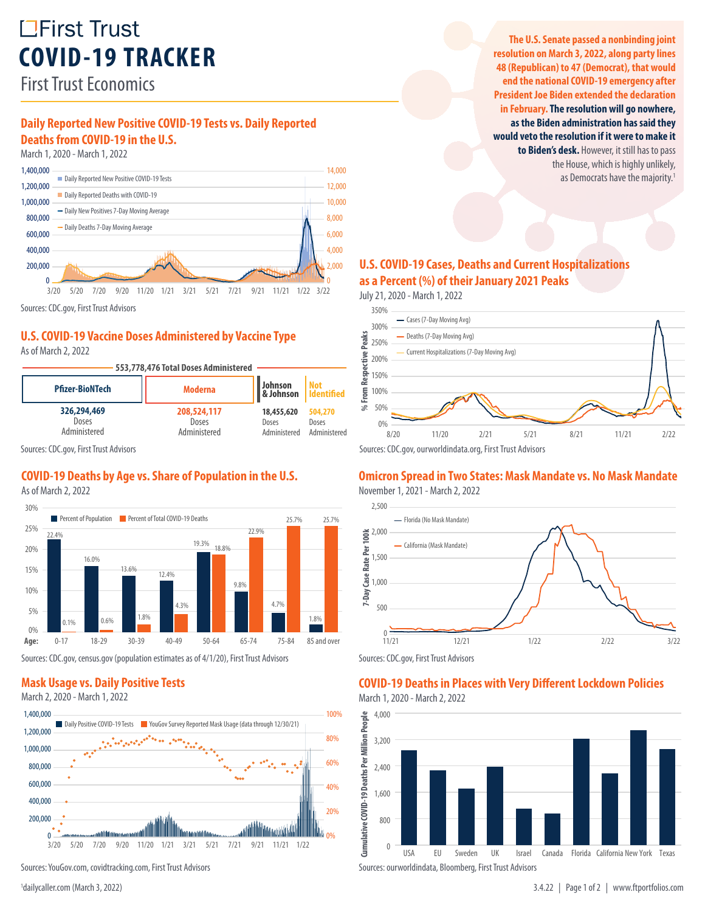# First Trust
# COVID-19 TRACKER
First Trust Economics

**The U.S. Senate passed a nonbinding joint resolution on March 3, 2022, along party lines 48 (Republican) to 47 (Democrat), that would end the national COVID-19 emergency after President Joe Biden extended the declaration in February. The resolution will go nowhere, as the Biden administration has said they would veto the resolution if it were to make it to Biden's desk.** However, it still has to pass the House, which is highly unlikely, as Democrats have the majority.[1]

## Daily Reported New Positive COVID-19 Tests vs. Daily Reported Deaths from COVID-19 in the U.S.

March 1, 2020 - March 1, 2022

Sources: CDC.gov, First Trust Advisors

## U.S. COVID-19 Vaccine Doses Administered by Vaccine Type

As of March 2, 2022

553,778,476 Total Doses Administered

| Pfizer-BioNTech | Moderna | Johnson & Johnson | Not Identified |
|---|---|---|---|
| 326,294,469 Doses Administered | 208,524,117 Doses Administered | 18,455,620 Doses Administered | 504,270 Doses Administered |

Sources: CDC.gov, First Trust Advisors

## COVID-19 Deaths by Age vs. Share of Population in the U.S.

As of March 2, 2022

| Age | Percent of Population | Percent of Total COVID-19 Deaths |
|---|---|---|
| 0-17 | 22.4% | 0.1% |
| 18-29 | 16.0% | 0.6% |
| 30-39 | 13.6% | 1.8% |
| 40-49 | 12.4% | 4.3% |
| 50-64 | 19.3% | 18.8% |
| 65-74 | 9.8% | 22.9% |
| 75-84 | 4.7% | 25.7% |
| 85 and over | 1.8% | 25.7% |

Sources: CDC.gov, census.gov (population estimates as of 4/1/20), First Trust Advisors

## Mask Usage vs. Daily Positive Tests

March 2, 2020 - March 1, 2022

Sources: YouGov.com, covidtracking.com, First Trust Advisors

## U.S. COVID-19 Cases, Deaths and Current Hospitalizations as a Percent (%) of their January 2021 Peaks

July 21, 2020 - March 1, 2022

Sources: CDC.gov, ourworldindata.org, First Trust Advisors

## Omicron Spread in Two States: Mask Mandate vs. No Mask Mandate

November 1, 2021 - March 2, 2022

Sources: CDC.gov, First Trust Advisors

## COVID-19 Deaths in Places with Very Different Lockdown Policies

March 1, 2020 - March 2, 2022

Sources: ourworldindata, Bloomberg, First Trust Advisors

[1] dailycaller.com (March 3, 2022)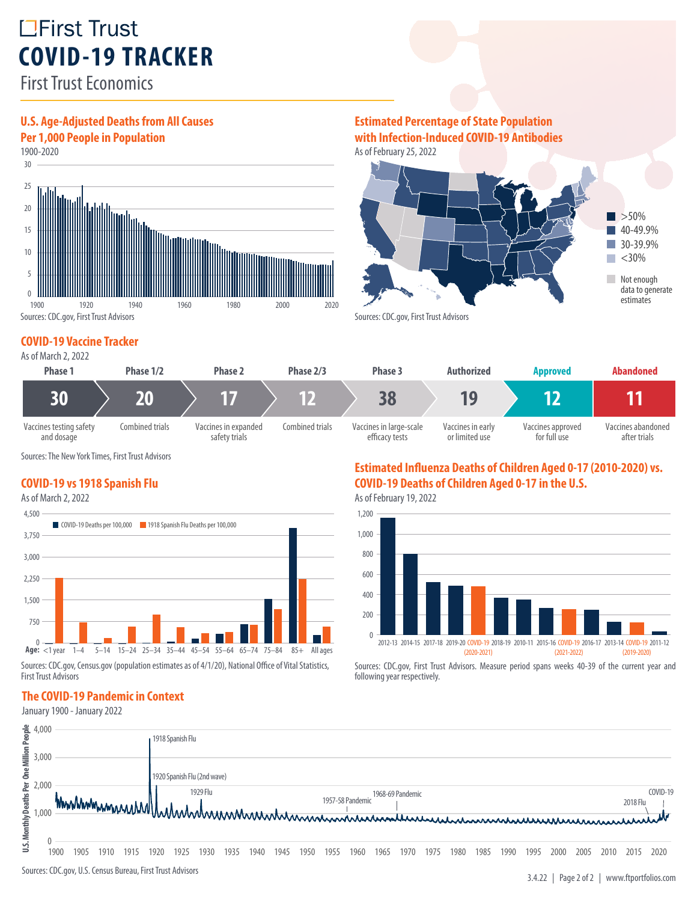# First Trust
# COVID-19 TRACKER
First Trust Economics

## U.S. Age-Adjusted Deaths from All Causes Per 1,000 People in Population

1900-2020

30
25
20
15
10
5
0
1900 1920 1940 1960 1980 2000 2020

Sources: CDC.gov, First Trust Advisors

## Estimated Percentage of State Population with Infection-Induced COVID-19 Antibodies

As of February 25, 2022

>50%
40-49.9%
30-39.9%
<30%
Not enough data to generate estimates

Sources: CDC.gov, First Trust Advisors

## COVID-19 Vaccine Tracker

As of March 2, 2022

| Phase 1 | Phase 1/2 | Phase 2 | Phase 2/3 | Phase 3 | Authorized | Approved | Abandoned |
|---|---|---|---|---|---|---|---|
| 30 | 20 | 17 | 12 | 38 | 19 | 12 | 11 |
| Vaccines testing safety and dosage | Combined trials | Vaccines in expanded safety trials | Combined trials | Vaccines in large-scale efficacy tests | Vaccines in early or limited use | Vaccines approved for full use | Vaccines abandoned after trials |

Sources: The New York Times, First Trust Advisors

## COVID-19 vs 1918 Spanish Flu

As of March 2, 2022

COVID-19 Deaths per 100,000
1918 Spanish Flu Deaths per 100,000

4,500
3,750
3,000
2,250
1,500
750
0

Age: <1 year 1–4 5–14 15–24 25–34 35–44 45–54 55–64 65–74 75–84 85+ All ages

Sources: CDC.gov, Census.gov (population estimates as of 4/1/20), National Office of Vital Statistics, First Trust Advisors

## Estimated Influenza Deaths of Children Aged 0-17 (2010-2020) vs. COVID-19 Deaths of Children Aged 0-17 in the U.S.

As of February 19, 2022

1,200
1,000
800
600
400
200
0

2012-13 2014-15 2017-18 2019-20 COVID-19 (2020-2021) 2018-19 2010-11 2015-16 COVID-19 (2021-2022) 2016-17 2013-14 COVID-19 (2019-2020) 2011-12

Sources: CDC.gov, First Trust Advisors. Measure period spans weeks 40-39 of the current year and following year respectively.

## The COVID-19 Pandemic in Context

January 1900 - January 2022

U.S. Monthly Deaths Per One Million People

4,000
3,000
2,000
1,000
0

1918 Spanish Flu
1920 Spanish Flu (2nd wave)
1929 Flu
1957-58 Pandemic
1968-69 Pandemic
2018 Flu
COVID-19

1900 1905 1910 1915 1920 1925 1930 1935 1940 1945 1950 1955 1960 1965 1970 1975 1980 1985 1990 1995 2000 2005 2010 2015 2020

Sources: CDC.gov, U.S. Census Bureau, First Trust Advisors

3.4.22 | www.ftportfolios.com